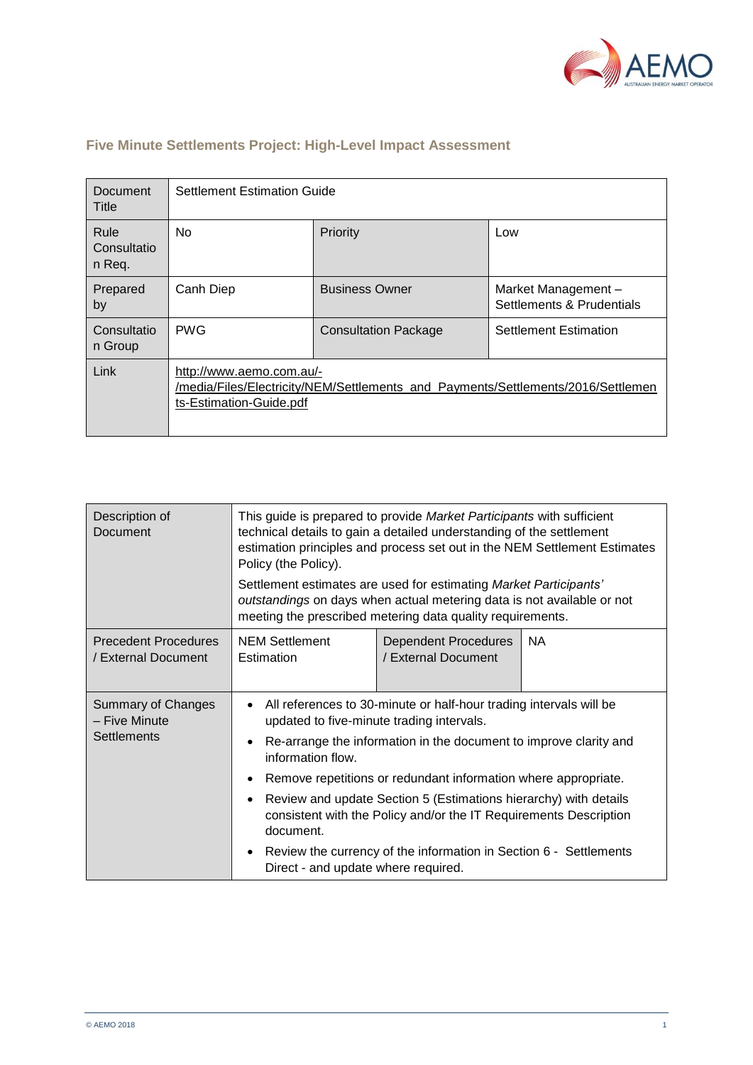## Five Minute Settlements Project: High-Level Impact Assessment

| Document Title | Settlement Estimation Guide | | |
|---|---|---|---|
| Rule Consultation Req. | No | Priority | Low |
| Prepared by | Canh Diep | Business Owner | Market Management – Settlements & Prudentials |
| Consultation Group | PWG | Consultation Package | Settlement Estimation |
| Link | http://www.aemo.com.au/-/media/Files/Electricity/NEM/Settlements_and_Payments/Settlements/2016/Settlements-Estimation-Guide.pdf | | |

| Description of Document | This guide is prepared to provide *Market Participants* with sufficient technical details to gain a detailed understanding of the settlement estimation principles and process set out in the NEM Settlement Estimates Policy (the Policy).<br><br>Settlement estimates are used for estimating *Market Participants' outstandings* on days when actual metering data is not available or not meeting the prescribed metering data quality requirements. | | |
|---|---|---|---|
| Precedent Procedures / External Document | NEM Settlement Estimation | Dependent Procedures / External Document | NA |
| Summary of Changes – Five Minute Settlements | • All references to 30-minute or half-hour trading intervals will be updated to five-minute trading intervals.<br>• Re-arrange the information in the document to improve clarity and information flow.<br>• Remove repetitions or redundant information where appropriate.<br>• Review and update Section 5 (Estimations hierarchy) with details consistent with the Policy and/or the IT Requirements Description document.<br>• Review the currency of the information in Section 6 - Settlements Direct - and update where required. | | |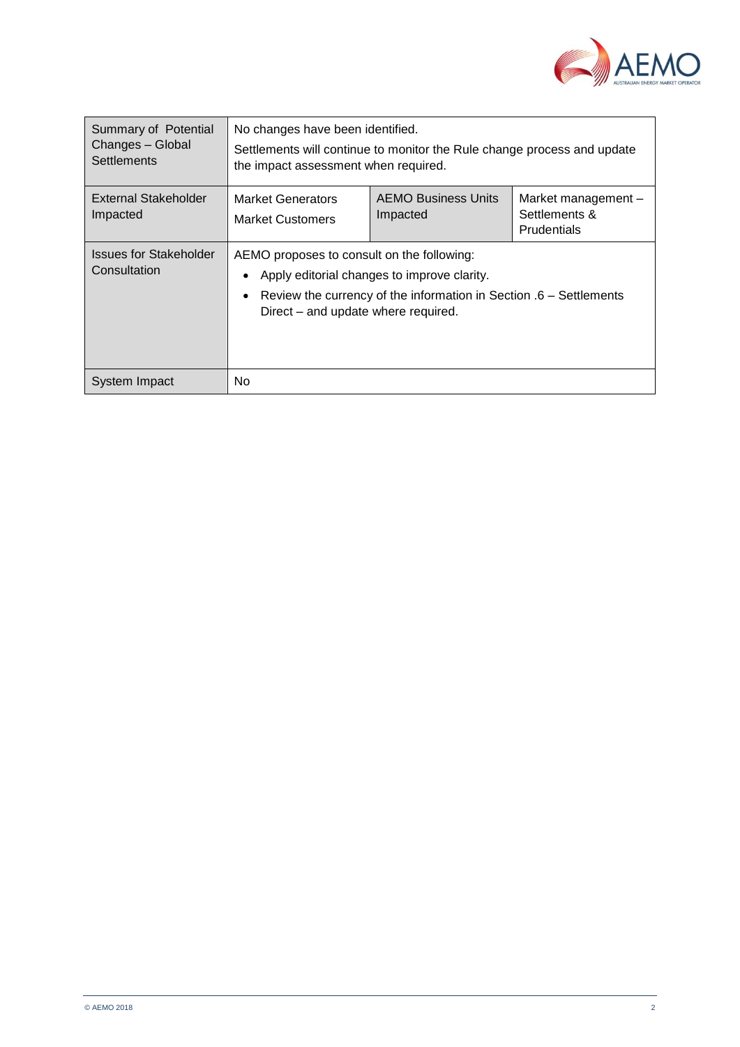| | | | |
|---|---|---|---|
| Summary of Potential Changes – Global Settlements | No changes have been identified.<br>Settlements will continue to monitor the Rule change process and update the impact assessment when required. | | |
| External Stakeholder Impacted | Market Generators<br>Market Customers | AEMO Business Units Impacted | Market management – Settlements & Prudentials |
| Issues for Stakeholder Consultation | AEMO proposes to consult on the following:<br>• Apply editorial changes to improve clarity.<br>• Review the currency of the information in Section .6 – Settlements Direct – and update where required. | | |
| System Impact | No | | |